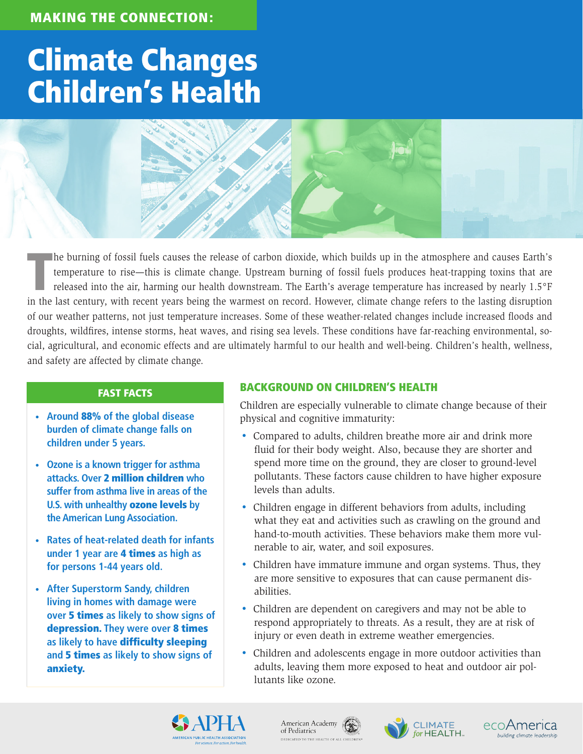MAKING THE CONNECTION:

# Climate Changes Children's Health

The burning of fossil fuels causes the release of carbon dioxide, which builds up in the atmosphere and causes Earth's temperature to rise—this is climate change. Upstream burning of fossil fuels produces heat-trapping toxins that are released into the air, harming our health downstream. The Earth's average temperature has increased by nearly 1.5°F in the last century, with recent years being the warmest on record. However, climate change refers to the lasting disruption of our weather patterns, not just temperature increases. Some of these weather-related changes include increased floods and droughts, wildfires, intense storms, heat waves, and rising sea levels. These conditions have far-reaching environmental, social, agricultural, and economic effects and are ultimately harmful to our health and well-being. Children's health, wellness, and safety are affected by climate change.

## FAST FACTS

- **Around 88% of the global disease burden of climate change falls on children under 5 years.**
- **Ozone is a known trigger for asthma attacks. Over 2 million children who suffer from asthma live in areas of the U.S. with unhealthy ozone levels by the American Lung Association.**
- **Rates of heat-related death for infants under 1 year are 4 times as high as for persons 1-44 years old.**
- **After Superstorm Sandy, children living in homes with damage were over 5 times as likely to show signs of depression. They were over 8 times as likely to have difficulty sleeping and 5 times as likely to show signs of anxiety.**

## BACKGROUND ON CHILDREN'S HEALTH

Children are especially vulnerable to climate change because of their physical and cognitive immaturity:

- Compared to adults, children breathe more air and drink more fluid for their body weight. Also, because they are shorter and spend more time on the ground, they are closer to ground-level pollutants. These factors cause children to have higher exposure levels than adults.
- Children engage in different behaviors from adults, including what they eat and activities such as crawling on the ground and hand-to-mouth activities. These behaviors make them more vulnerable to air, water, and soil exposures.
- Children have immature immune and organ systems. Thus, they are more sensitive to exposures that can cause permanent disabilities.
- Children are dependent on caregivers and may not be able to respond appropriately to threats. As a result, they are at risk of injury or even death in extreme weather emergencies.
- Children and adolescents engage in more outdoor activities than adults, leaving them more exposed to heat and outdoor air pollutants like ozone.

APHA — American Public Health Association — For science. For action. For health.

American Academy of Pediatrics — Dedicated to the health of all children

Climate for Health

ecoAmerica — building climate leadership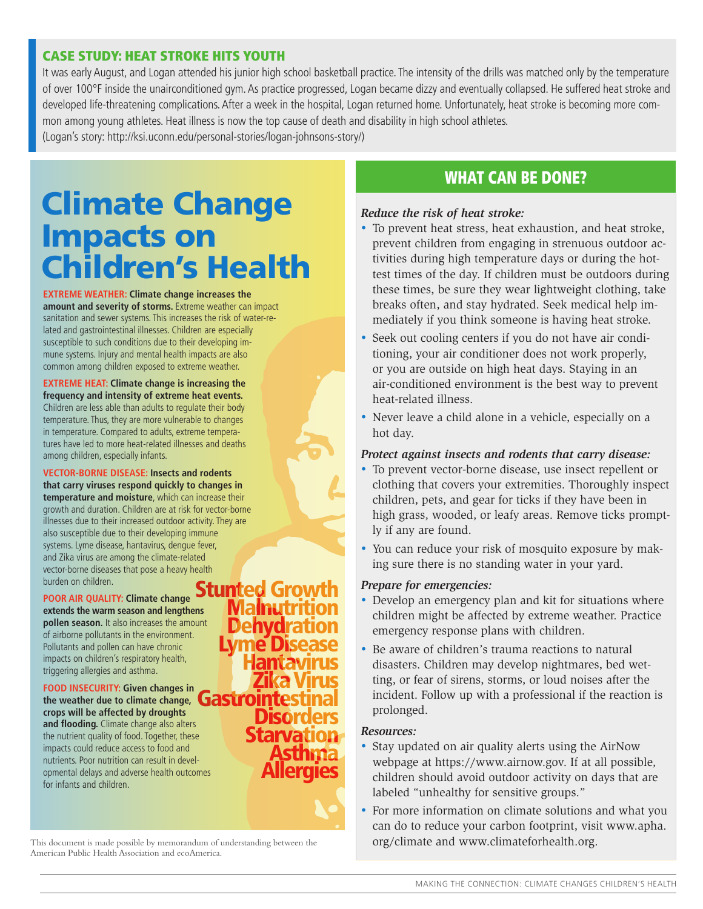## CASE STUDY: HEAT STROKE HITS YOUTH

It was early August, and Logan attended his junior high school basketball practice. The intensity of the drills was matched only by the temperature of over 100°F inside the unairconditioned gym. As practice progressed, Logan became dizzy and eventually collapsed. He suffered heat stroke and developed life-threatening complications. After a week in the hospital, Logan returned home. Unfortunately, heat stroke is becoming more common among young athletes. Heat illness is now the top cause of death and disability in high school athletes.
(Logan's story: http://ksi.uconn.edu/personal-stories/logan-johnsons-story/)

# Climate Change Impacts on Children's Health

**EXTREME WEATHER: Climate change increases the amount and severity of storms.** Extreme weather can impact sanitation and sewer systems. This increases the risk of water-related and gastrointestinal illnesses. Children are especially susceptible to such conditions due to their developing immune systems. Injury and mental health impacts are also common among children exposed to extreme weather.

**EXTREME HEAT: Climate change is increasing the frequency and intensity of extreme heat events.** Children are less able than adults to regulate their body temperature. Thus, they are more vulnerable to changes in temperature. Compared to adults, extreme temperatures have led to more heat-related illnesses and deaths among children, especially infants.

**VECTOR-BORNE DISEASE: Insects and rodents that carry viruses respond quickly to changes in temperature and moisture**, which can increase their growth and duration. Children are at risk for vector-borne illnesses due to their increased outdoor activity. They are also susceptible due to their developing immune systems. Lyme disease, hantavirus, dengue fever, and Zika virus are among the climate-related vector-borne diseases that pose a heavy health burden on children.

**POOR AIR QUALITY: Climate change extends the warm season and lengthens pollen season.** It also increases the amount of airborne pollutants in the environment. Pollutants and pollen can have chronic impacts on children's respiratory health, triggering allergies and asthma.

**FOOD INSECURITY: Given changes in the weather due to climate change, crops will be affected by droughts and flooding.** Climate change also alters the nutrient quality of food. Together, these impacts could reduce access to food and nutrients. Poor nutrition can result in developmental delays and adverse health outcomes for infants and children.

Stunted Growth
Malnutrition
Dehydration
Lyme Disease
Hantavirus
Zika Virus
Gastrointestinal Disorders
Starvation
Asthma
Allergies

This document is made possible by memorandum of understanding between the American Public Health Association and ecoAmerica.

## WHAT CAN BE DONE?

*Reduce the risk of heat stroke:*

- To prevent heat stress, heat exhaustion, and heat stroke, prevent children from engaging in strenuous outdoor activities during high temperature days or during the hottest times of the day. If children must be outdoors during these times, be sure they wear lightweight clothing, take breaks often, and stay hydrated. Seek medical help immediately if you think someone is having heat stroke.
- Seek out cooling centers if you do not have air conditioning, your air conditioner does not work properly, or you are outside on high heat days. Staying in an air-conditioned environment is the best way to prevent heat-related illness.
- Never leave a child alone in a vehicle, especially on a hot day.

*Protect against insects and rodents that carry disease:*

- To prevent vector-borne disease, use insect repellent or clothing that covers your extremities. Thoroughly inspect children, pets, and gear for ticks if they have been in high grass, wooded, or leafy areas. Remove ticks promptly if any are found.
- You can reduce your risk of mosquito exposure by making sure there is no standing water in your yard.

*Prepare for emergencies:*

- Develop an emergency plan and kit for situations where children might be affected by extreme weather. Practice emergency response plans with children.
- Be aware of children's trauma reactions to natural disasters. Children may develop nightmares, bed wetting, or fear of sirens, storms, or loud noises after the incident. Follow up with a professional if the reaction is prolonged.

*Resources:*

- Stay updated on air quality alerts using the AirNow webpage at https://www.airnow.gov. If at all possible, children should avoid outdoor activity on days that are labeled "unhealthy for sensitive groups."
- For more information on climate solutions and what you can do to reduce your carbon footprint, visit www.apha.org/climate and www.climateforhealth.org.